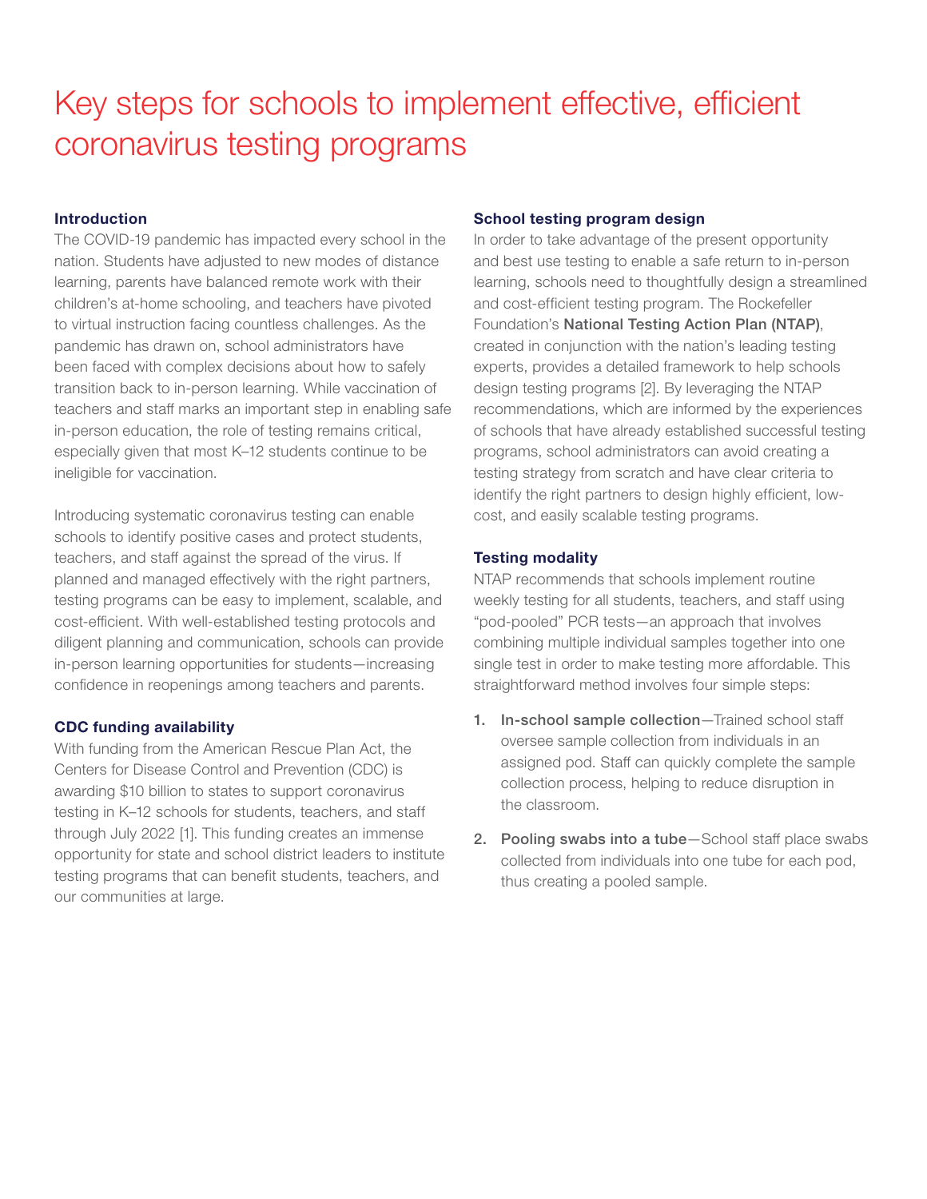# Key steps for schools to implement effective, efficient coronavirus testing programs

### Introduction

The COVID-19 pandemic has impacted every school in the nation. Students have adjusted to new modes of distance learning, parents have balanced remote work with their children's at-home schooling, and teachers have pivoted to virtual instruction facing countless challenges. As the pandemic has drawn on, school administrators have been faced with complex decisions about how to safely transition back to in-person learning. While vaccination of teachers and staff marks an important step in enabling safe in-person education, the role of testing remains critical, especially given that most K–12 students continue to be ineligible for vaccination.

Introducing systematic coronavirus testing can enable schools to identify positive cases and protect students, teachers, and staff against the spread of the virus. If planned and managed effectively with the right partners, testing programs can be easy to implement, scalable, and cost-efficient. With well-established testing protocols and diligent planning and communication, schools can provide in-person learning opportunities for students—increasing confidence in reopenings among teachers and parents.

### CDC funding availability

With funding from the American Rescue Plan Act, the Centers for Disease Control and Prevention (CDC) is awarding $10 billion to states to support coronavirus testing in K–12 schools for students, teachers, and staff through July 2022 [1]. This funding creates an immense opportunity for state and school district leaders to institute testing programs that can benefit students, teachers, and our communities at large.

### School testing program design

In order to take advantage of the present opportunity and best use testing to enable a safe return to in-person learning, schools need to thoughtfully design a streamlined and cost-efficient testing program. The Rockefeller Foundation's **National Testing Action Plan (NTAP)**, created in conjunction with the nation's leading testing experts, provides a detailed framework to help schools design testing programs [2]. By leveraging the NTAP recommendations, which are informed by the experiences of schools that have already established successful testing programs, school administrators can avoid creating a testing strategy from scratch and have clear criteria to identify the right partners to design highly efficient, low-cost, and easily scalable testing programs.

### Testing modality

NTAP recommends that schools implement routine weekly testing for all students, teachers, and staff using "pod-pooled" PCR tests—an approach that involves combining multiple individual samples together into one single test in order to make testing more affordable. This straightforward method involves four simple steps:

1. **In-school sample collection**—Trained school staff oversee sample collection from individuals in an assigned pod. Staff can quickly complete the sample collection process, helping to reduce disruption in the classroom.

2. **Pooling swabs into a tube**—School staff place swabs collected from individuals into one tube for each pod, thus creating a pooled sample.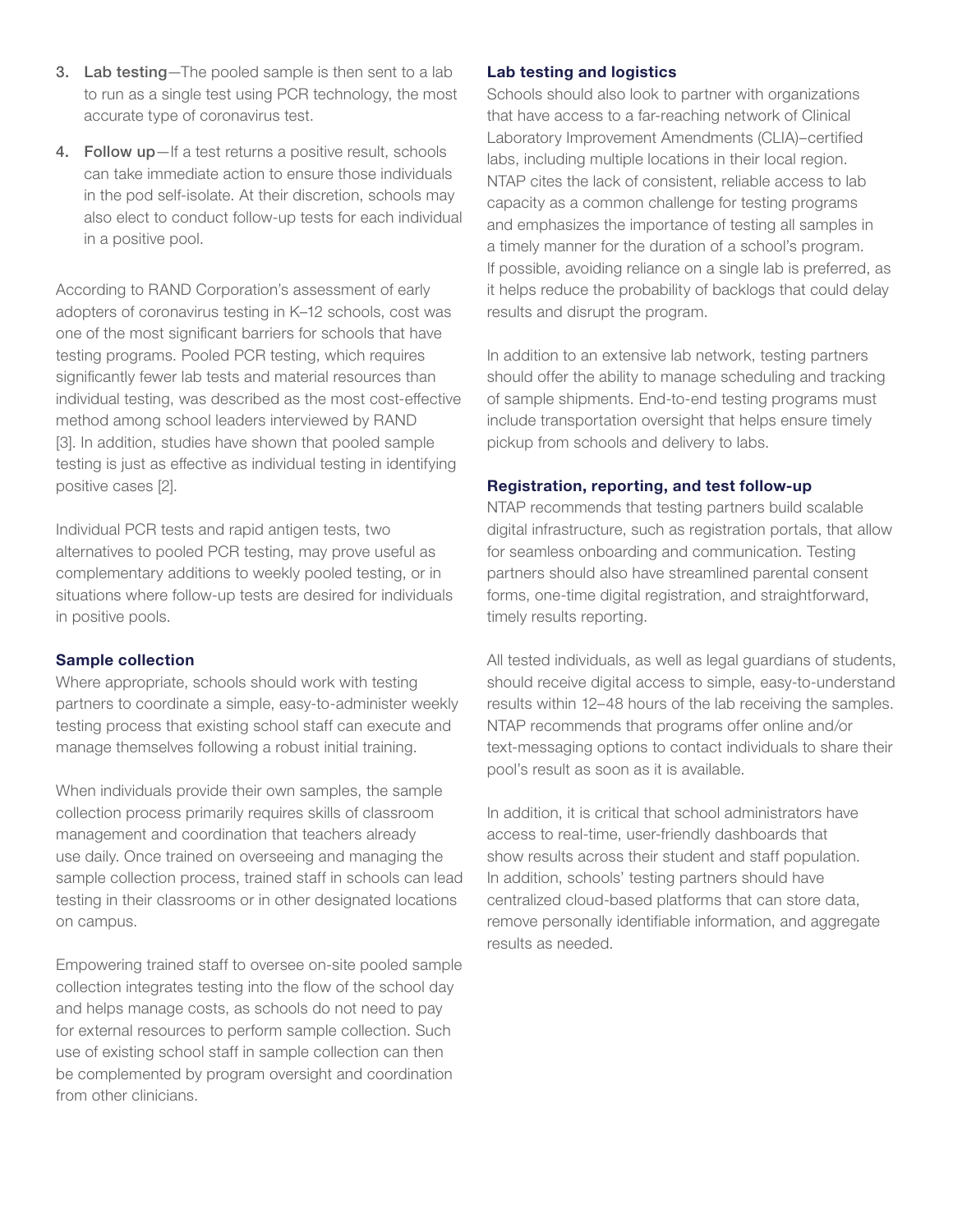3. **Lab testing**—The pooled sample is then sent to a lab to run as a single test using PCR technology, the most accurate type of coronavirus test.
4. **Follow up**—If a test returns a positive result, schools can take immediate action to ensure those individuals in the pod self-isolate. At their discretion, schools may also elect to conduct follow-up tests for each individual in a positive pool.

According to RAND Corporation's assessment of early adopters of coronavirus testing in K–12 schools, cost was one of the most significant barriers for schools that have testing programs. Pooled PCR testing, which requires significantly fewer lab tests and material resources than individual testing, was described as the most cost-effective method among school leaders interviewed by RAND [3]. In addition, studies have shown that pooled sample testing is just as effective as individual testing in identifying positive cases [2].

Individual PCR tests and rapid antigen tests, two alternatives to pooled PCR testing, may prove useful as complementary additions to weekly pooled testing, or in situations where follow-up tests are desired for individuals in positive pools.

### Sample collection

Where appropriate, schools should work with testing partners to coordinate a simple, easy-to-administer weekly testing process that existing school staff can execute and manage themselves following a robust initial training.

When individuals provide their own samples, the sample collection process primarily requires skills of classroom management and coordination that teachers already use daily. Once trained on overseeing and managing the sample collection process, trained staff in schools can lead testing in their classrooms or in other designated locations on campus.

Empowering trained staff to oversee on-site pooled sample collection integrates testing into the flow of the school day and helps manage costs, as schools do not need to pay for external resources to perform sample collection. Such use of existing school staff in sample collection can then be complemented by program oversight and coordination from other clinicians.

### Lab testing and logistics

Schools should also look to partner with organizations that have access to a far-reaching network of Clinical Laboratory Improvement Amendments (CLIA)–certified labs, including multiple locations in their local region. NTAP cites the lack of consistent, reliable access to lab capacity as a common challenge for testing programs and emphasizes the importance of testing all samples in a timely manner for the duration of a school's program. If possible, avoiding reliance on a single lab is preferred, as it helps reduce the probability of backlogs that could delay results and disrupt the program.

In addition to an extensive lab network, testing partners should offer the ability to manage scheduling and tracking of sample shipments. End-to-end testing programs must include transportation oversight that helps ensure timely pickup from schools and delivery to labs.

### Registration, reporting, and test follow-up

NTAP recommends that testing partners build scalable digital infrastructure, such as registration portals, that allow for seamless onboarding and communication. Testing partners should also have streamlined parental consent forms, one-time digital registration, and straightforward, timely results reporting.

All tested individuals, as well as legal guardians of students, should receive digital access to simple, easy-to-understand results within 12–48 hours of the lab receiving the samples. NTAP recommends that programs offer online and/or text-messaging options to contact individuals to share their pool's result as soon as it is available.

In addition, it is critical that school administrators have access to real-time, user-friendly dashboards that show results across their student and staff population. In addition, schools' testing partners should have centralized cloud-based platforms that can store data, remove personally identifiable information, and aggregate results as needed.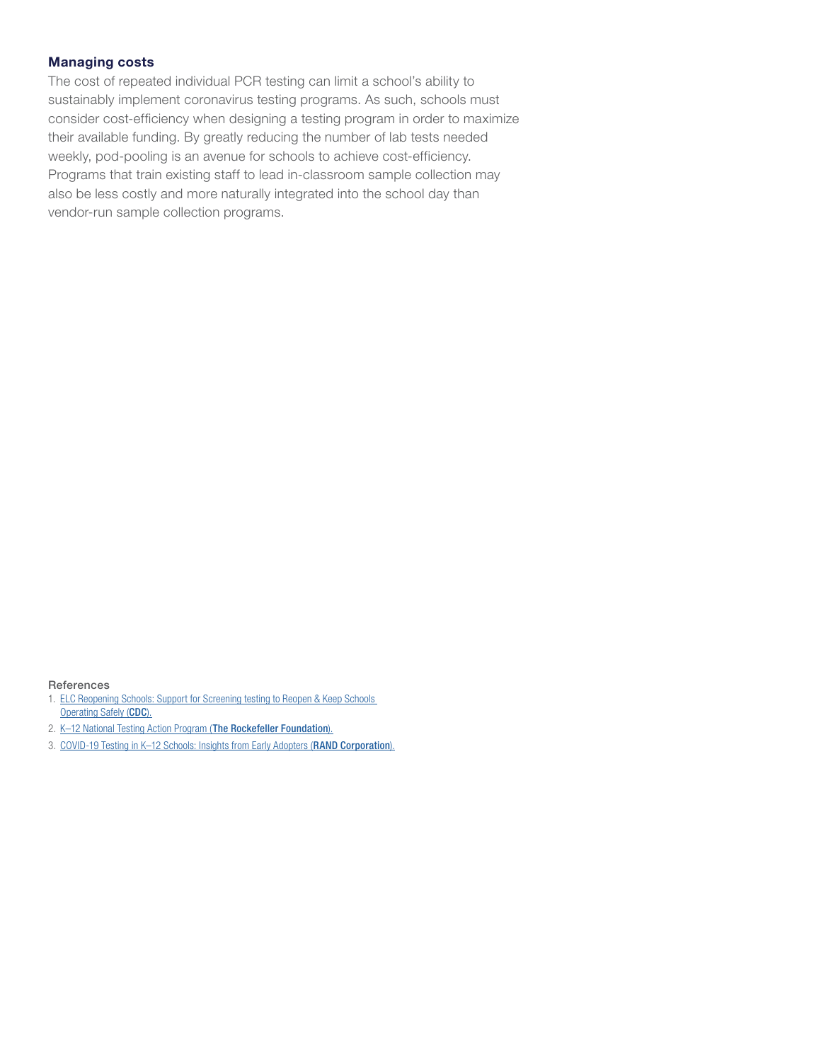### Managing costs

The cost of repeated individual PCR testing can limit a school's ability to sustainably implement coronavirus testing programs. As such, schools must consider cost-efficiency when designing a testing program in order to maximize their available funding. By greatly reducing the number of lab tests needed weekly, pod-pooling is an avenue for schools to achieve cost-efficiency. Programs that train existing staff to lead in-classroom sample collection may also be less costly and more naturally integrated into the school day than vendor-run sample collection programs.

References

1. ELC Reopening Schools: Support for Screening testing to Reopen & Keep Schools Operating Safely (**CDC**).
2. K–12 National Testing Action Program (**The Rockefeller Foundation**).
3. COVID-19 Testing in K–12 Schools: Insights from Early Adopters (**RAND Corporation**).